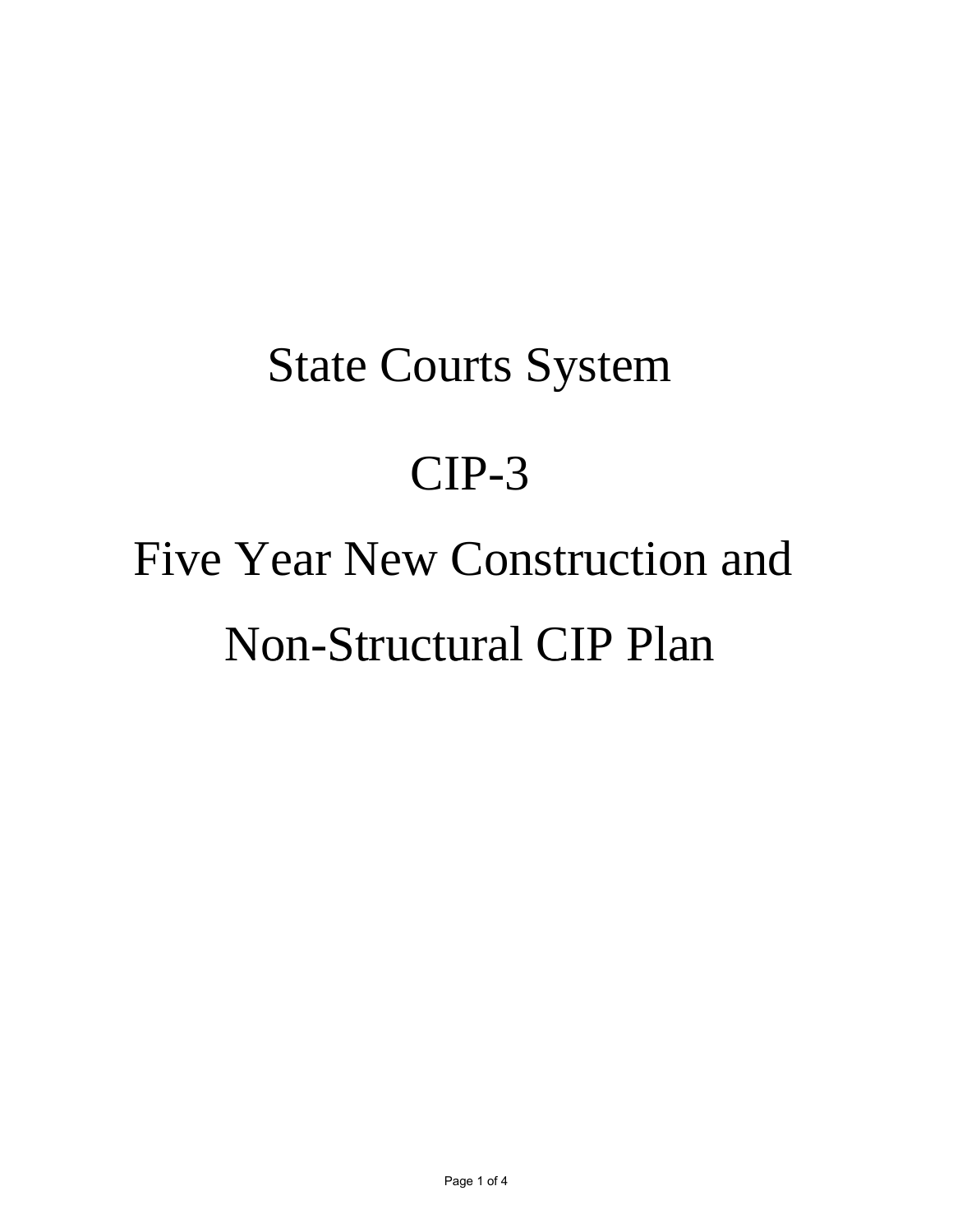# State Courts System

# CIP-3

# Five Year New Construction and Non-Structural CIP Plan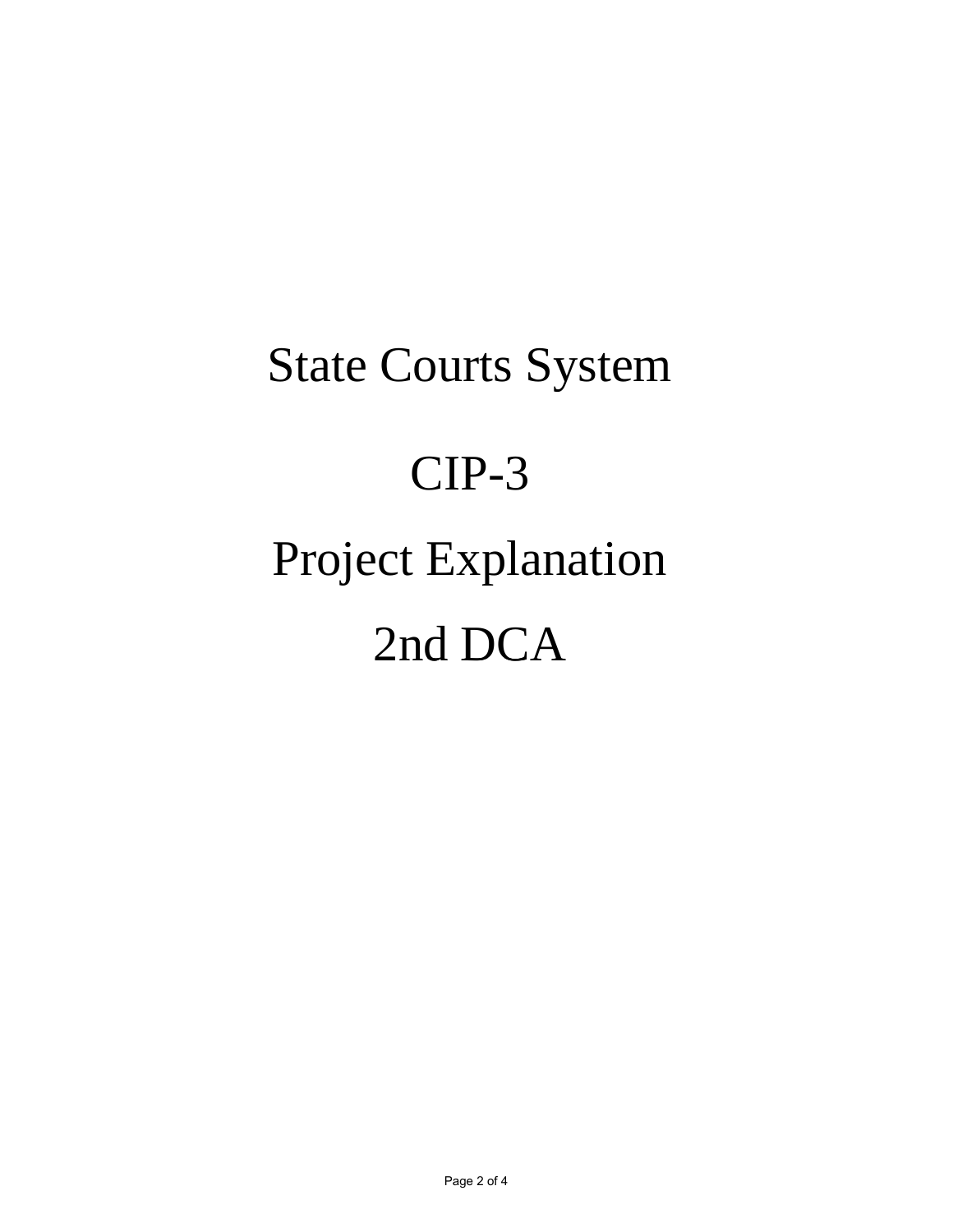# State Courts System

# CIP-3

# Project Explanation

# 2nd DCA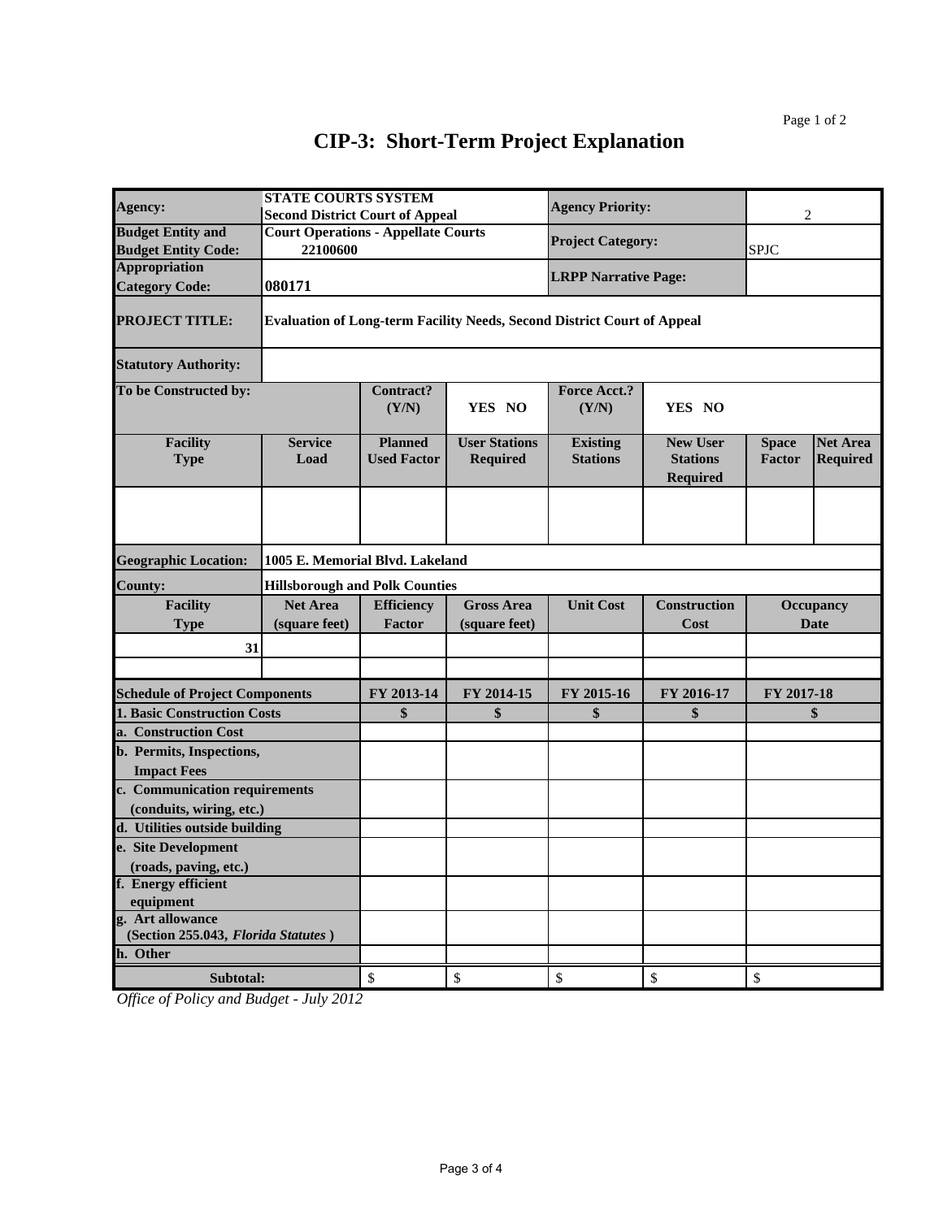# CIP-3: Short-Term Project Explanation

| | | | | | | | |
|---|---|---|---|---|---|---|---|
| **Agency:** | **STATE COURTS SYSTEM** **Second District Court of Appeal** | | | **Agency Priority:** | | 2 | |
| **Budget Entity and Budget Entity Code:** | **Court Operations - Appellate Courts** **22100600** | | | **Project Category:** | | SPJC | |
| **Appropriation Category Code:** | **080171** | | | **LRPP Narrative Page:** | | | |
| **PROJECT TITLE:** | **Evaluation of Long-term Facility Needs, Second District Court of Appeal** | | | | | | |
| **Statutory Authority:** | | | | | | | |
| **To be Constructed by:** | | **Contract? (Y/N)** | **YES NO** | **Force Acct.? (Y/N)** | **YES NO** | | |
| **Facility Type** | **Service Load** | **Planned Used Factor** | **User Stations Required** | **Existing Stations** | **New User Stations Required** | **Space Factor** | **Net Area Required** |
| | | | | | | | |
| **Geographic Location:** | **1005 E. Memorial Blvd. Lakeland** | | | | | | |
| **County:** | **Hillsborough and Polk Counties** | | | | | | |
| **Facility Type** | **Net Area (square feet)** | **Efficiency Factor** | **Gross Area (square feet)** | **Unit Cost** | **Construction Cost** | **Occupancy Date** | |
| 31 | | | | | | | |
| | | | | | | | |

| **Schedule of Project Components** | **FY 2013-14** | **FY 2014-15** | **FY 2015-16** | **FY 2016-17** | **FY 2017-18** |
|---|---|---|---|---|---|
| **1. Basic Construction Costs** | **$** | **$** | **$** | **$** | **$** |
| **a. Construction Cost** | | | | | |
| **b. Permits, Inspections, Impact Fees** | | | | | |
| **c. Communication requirements (conduits, wiring, etc.)** | | | | | |
| **d. Utilities outside building** | | | | | |
| **e. Site Development (roads, paving, etc.)** | | | | | |
| **f. Energy efficient equipment** | | | | | |
| **g. Art allowance (Section 255.043, *Florida Statutes*)** | | | | | |
| **h. Other** | | | | | |
| **Subtotal:** | $ | $ | $ | $ | $ |

*Office of Policy and Budget - July 2012*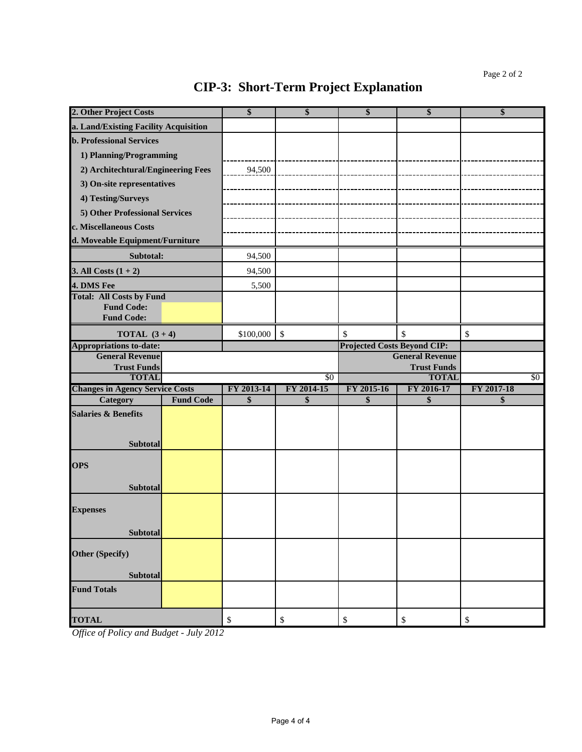# CIP-3: Short-Term Project Explanation

| 2. Other Project Costs | | $ | $ | $ | $ | $ |
|---|---|---|---|---|---|---|
| a. Land/Existing Facility Acquisition | | | | | | |
| b. Professional Services | | | | | | |
| 1) Planning/Programming | | | | | | |
| 2) Architechtural/Engineering Fees | | 94,500 | | | | |
| 3) On-site representatives | | | | | | |
| 4) Testing/Surveys | | | | | | |
| 5) Other Professional Services | | | | | | |
| c. Miscellaneous Costs | | | | | | |
| d. Moveable Equipment/Furniture | | | | | | |
| Subtotal: | | 94,500 | | | | |
| 3. All Costs (1 + 2) | | 94,500 | | | | |
| 4. DMS Fee | | 5,500 | | | | |
| Total: All Costs by Fund | | | | | | |
| Fund Code: | | | | | | |
| Fund Code: | | | | | | |
| TOTAL (3 + 4) | | $100,000 | $ | $ | $ | $ |
| Appropriations to-date: | | | | Projected Costs Beyond CIP: | | |
| General Revenue | | | | | General Revenue | |
| Trust Funds | | | | | Trust Funds | |
| TOTAL | | | $0 | | TOTAL | $0 |
| Changes in Agency Service Costs | | FY 2013-14 | FY 2014-15 | FY 2015-16 | FY 2016-17 | FY 2017-18 |
| Category | Fund Code | $ | $ | $ | $ | $ |
| Salaries & Benefits | | | | | | |
| Subtotal | | | | | | |
| OPS | | | | | | |
| Subtotal | | | | | | |
| Expenses | | | | | | |
| Subtotal | | | | | | |
| Other (Specify) | | | | | | |
| Subtotal | | | | | | |
| Fund Totals | | | | | | |
| TOTAL | | $ | $ | $ | $ | $ |

*Office of Policy and Budget - July 2012*